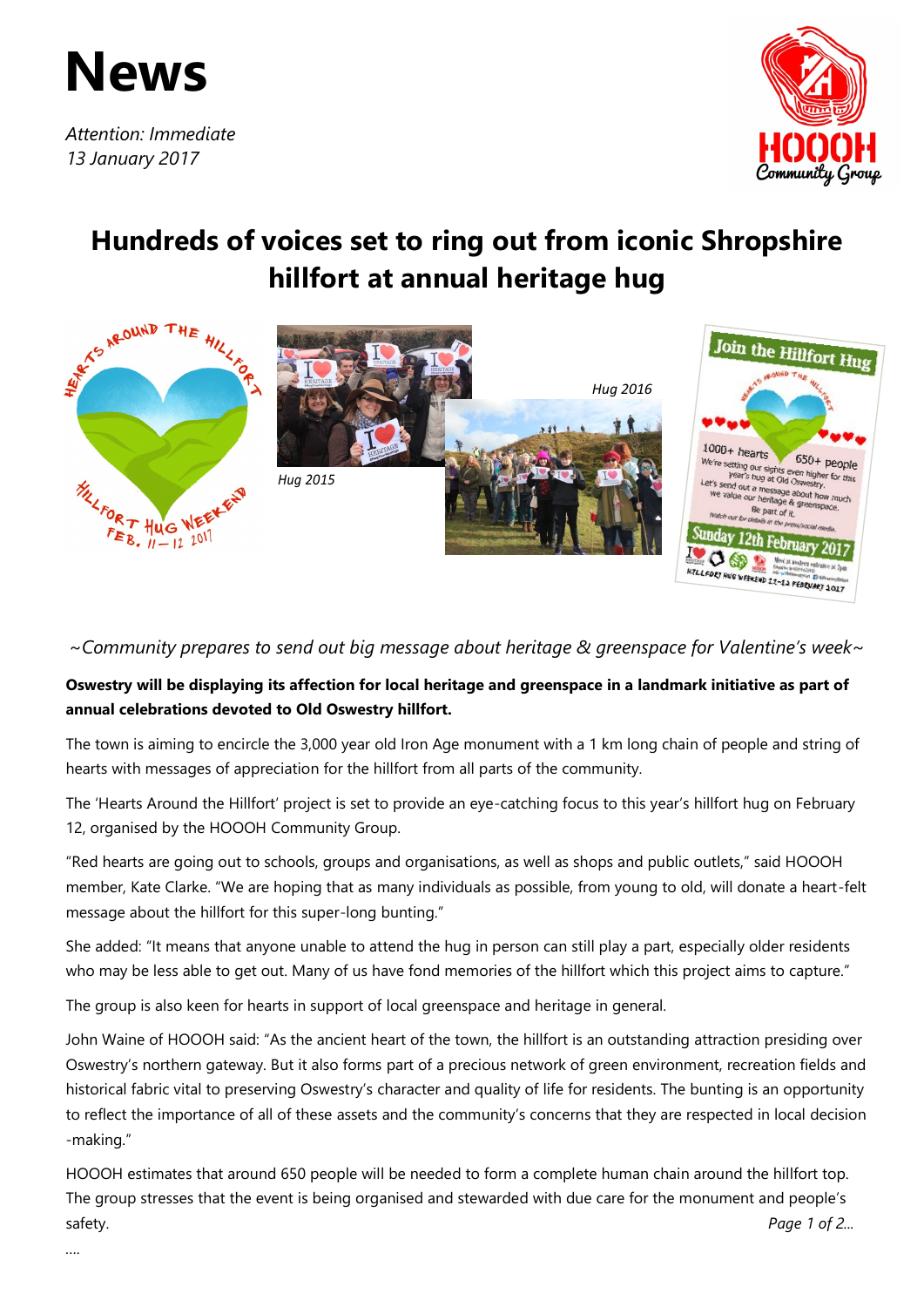# News

*Attention: Immediate*
*13 January 2017*

## Hundreds of voices set to ring out from iconic Shropshire hillfort at annual heritage hug

*Hug 2015*

*Hug 2016*

*~Community prepares to send out big message about heritage & greenspace for Valentine's week~*

**Oswestry will be displaying its affection for local heritage and greenspace in a landmark initiative as part of annual celebrations devoted to Old Oswestry hillfort.**

The town is aiming to encircle the 3,000 year old Iron Age monument with a 1 km long chain of people and string of hearts with messages of appreciation for the hillfort from all parts of the community.

The 'Hearts Around the Hillfort' project is set to provide an eye-catching focus to this year's hillfort hug on February 12, organised by the HOOOH Community Group.

"Red hearts are going out to schools, groups and organisations, as well as shops and public outlets," said HOOOH member, Kate Clarke. "We are hoping that as many individuals as possible, from young to old, will donate a heart-felt message about the hillfort for this super-long bunting."

She added: "It means that anyone unable to attend the hug in person can still play a part, especially older residents who may be less able to get out. Many of us have fond memories of the hillfort which this project aims to capture."

The group is also keen for hearts in support of local greenspace and heritage in general.

John Waine of HOOOH said: "As the ancient heart of the town, the hillfort is an outstanding attraction presiding over Oswestry's northern gateway. But it also forms part of a precious network of green environment, recreation fields and historical fabric vital to preserving Oswestry's character and quality of life for residents. The bunting is an opportunity to reflect the importance of all of these assets and the community's concerns that they are respected in local decision-making."

HOOOH estimates that around 650 people will be needed to form a complete human chain around the hillfort top. The group stresses that the event is being organised and stewarded with due care for the monument and people's safety.

....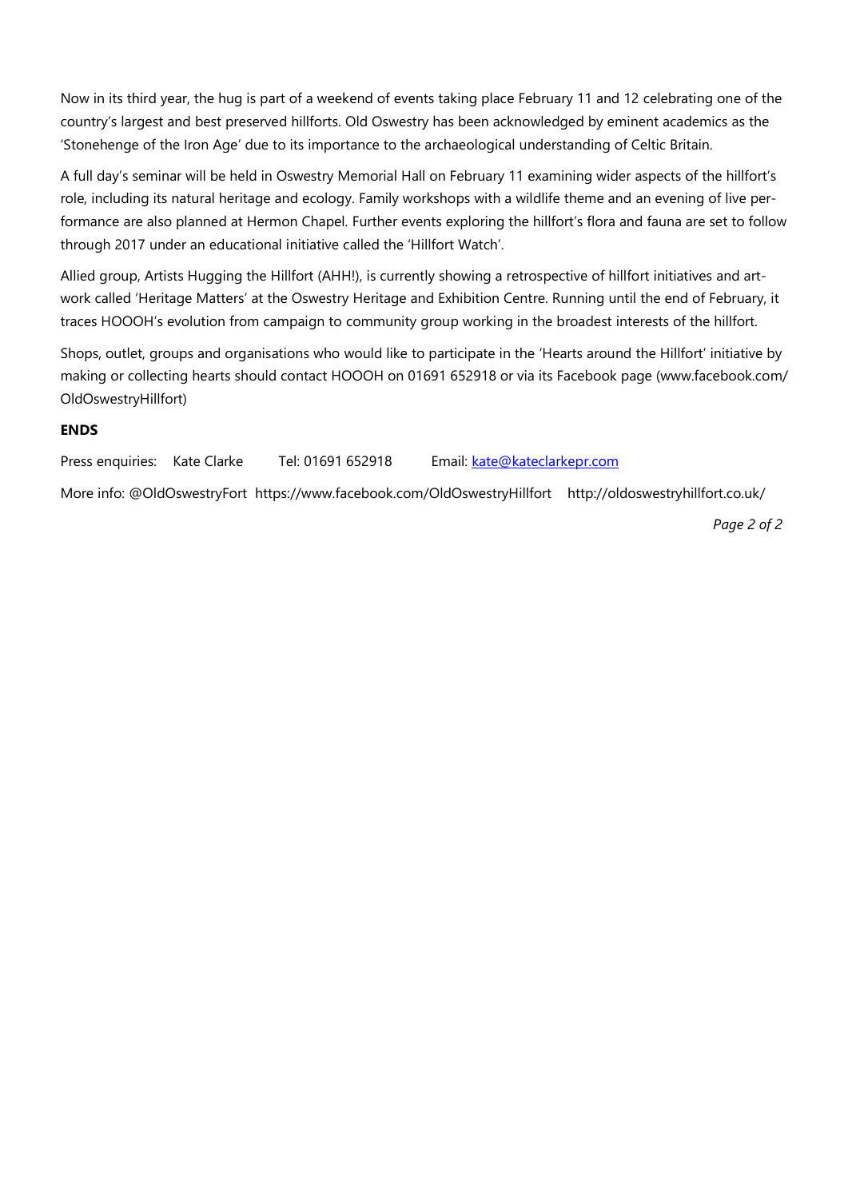Now in its third year, the hug is part of a weekend of events taking place February 11 and 12 celebrating one of the country's largest and best preserved hillforts. Old Oswestry has been acknowledged by eminent academics as the 'Stonehenge of the Iron Age' due to its importance to the archaeological understanding of Celtic Britain.

A full day's seminar will be held in Oswestry Memorial Hall on February 11 examining wider aspects of the hillfort's role, including its natural heritage and ecology. Family workshops with a wildlife theme and an evening of live performance are also planned at Hermon Chapel. Further events exploring the hillfort's flora and fauna are set to follow through 2017 under an educational initiative called the 'Hillfort Watch'.

Allied group, Artists Hugging the Hillfort (AHH!), is currently showing a retrospective of hillfort initiatives and artwork called 'Heritage Matters' at the Oswestry Heritage and Exhibition Centre. Running until the end of February, it traces HOOOH's evolution from campaign to community group working in the broadest interests of the hillfort.

Shops, outlet, groups and organisations who would like to participate in the 'Hearts around the Hillfort' initiative by making or collecting hearts should contact HOOOH on 01691 652918 or via its Facebook page (www.facebook.com/OldOswestryHillfort)

**ENDS**

Press enquiries: Kate Clarke Tel: 01691 652918 Email: kate@kateclarkepr.com

More info: @OldOswestryFort https://www.facebook.com/OldOswestryHillfort http://oldoswestryhillfort.co.uk/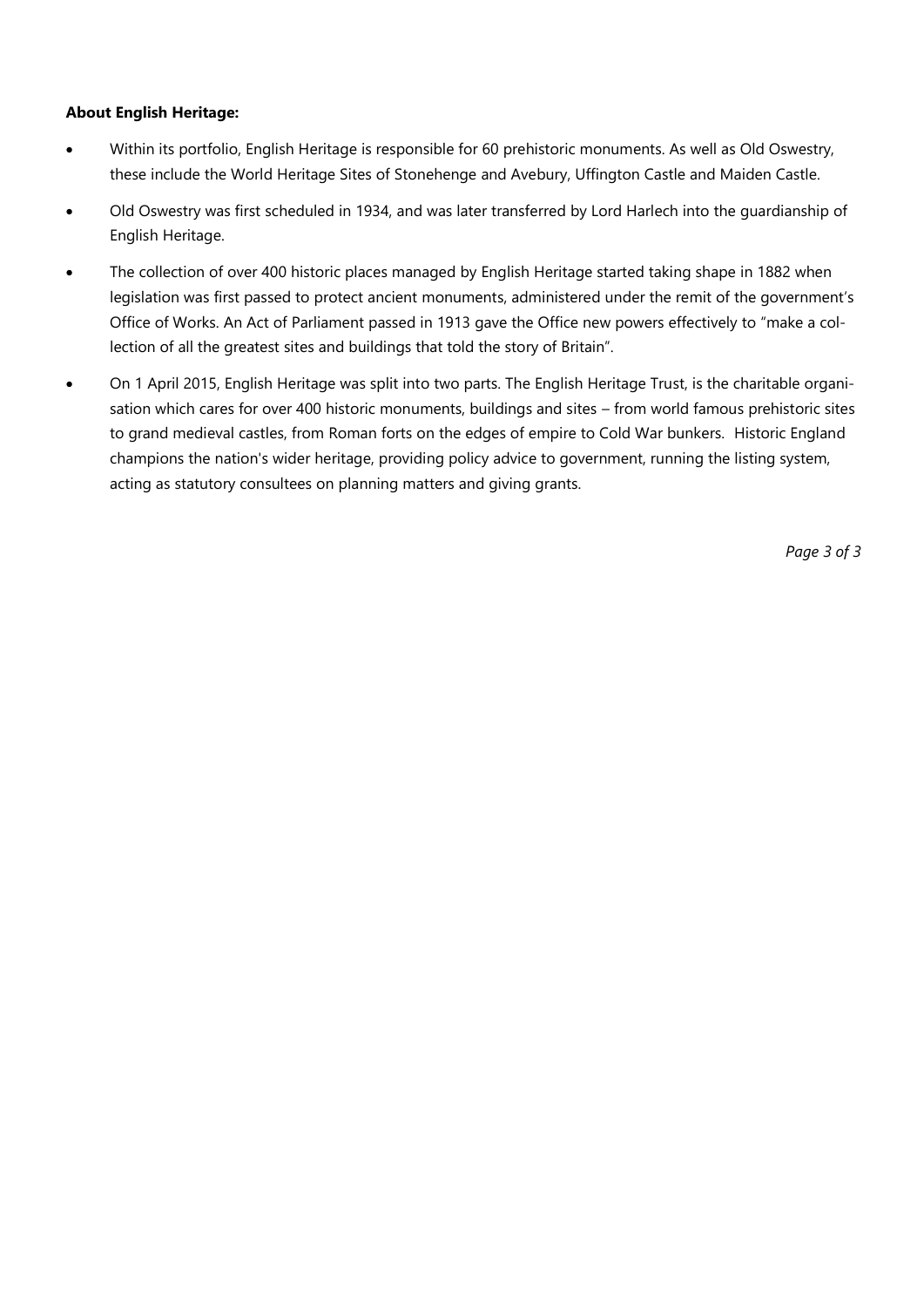**About English Heritage:**

- Within its portfolio, English Heritage is responsible for 60 prehistoric monuments. As well as Old Oswestry, these include the World Heritage Sites of Stonehenge and Avebury, Uffington Castle and Maiden Castle.
- Old Oswestry was first scheduled in 1934, and was later transferred by Lord Harlech into the guardianship of English Heritage.
- The collection of over 400 historic places managed by English Heritage started taking shape in 1882 when legislation was first passed to protect ancient monuments, administered under the remit of the government's Office of Works. An Act of Parliament passed in 1913 gave the Office new powers effectively to "make a collection of all the greatest sites and buildings that told the story of Britain".
- On 1 April 2015, English Heritage was split into two parts. The English Heritage Trust, is the charitable organisation which cares for over 400 historic monuments, buildings and sites – from world famous prehistoric sites to grand medieval castles, from Roman forts on the edges of empire to Cold War bunkers. Historic England champions the nation's wider heritage, providing policy advice to government, running the listing system, acting as statutory consultees on planning matters and giving grants.